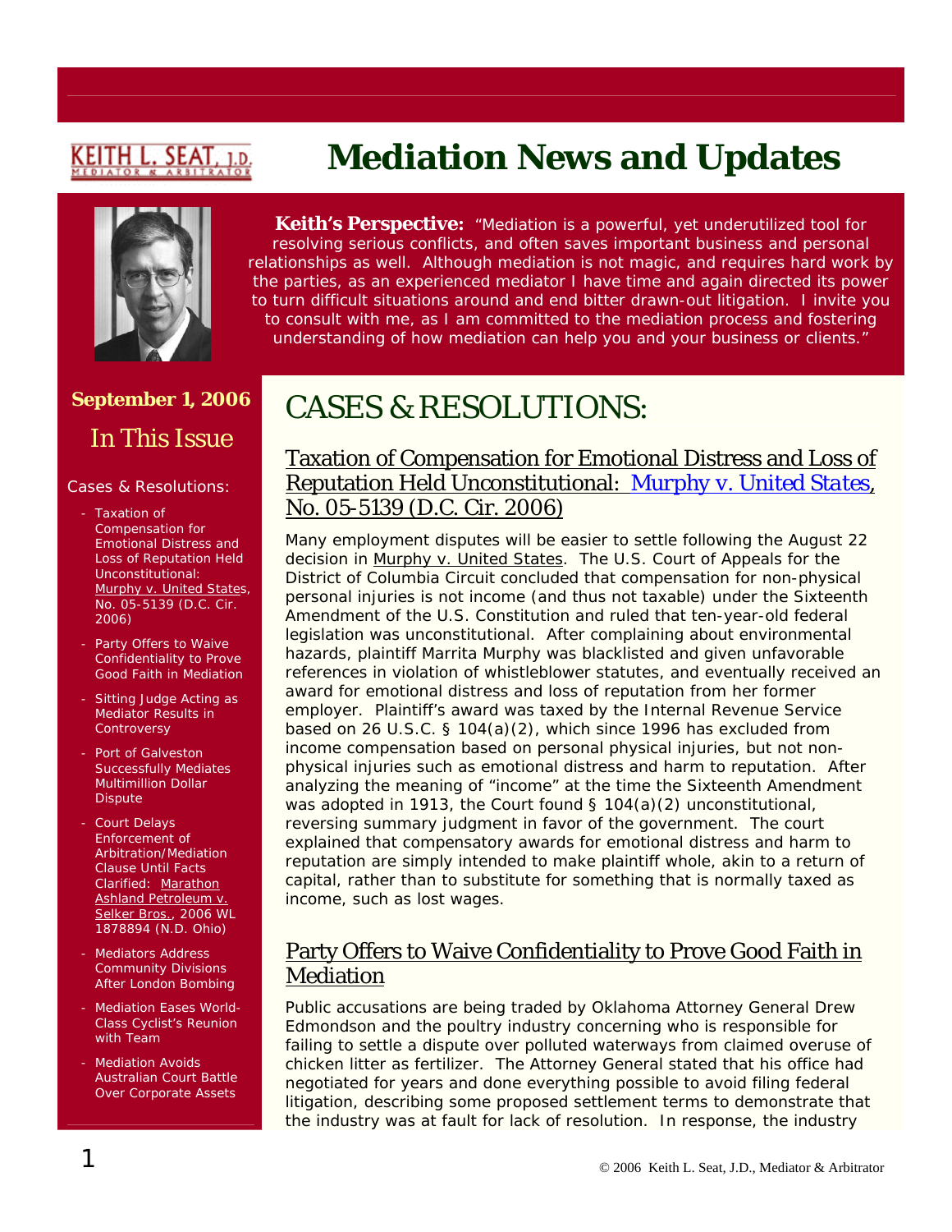KEITH L. SEAT, J.D.
MEDIATOR & ARBITRATOR

# Mediation News and Updates

**Keith's Perspective:** "Mediation is a powerful, yet underutilized tool for resolving serious conflicts, and often saves important business and personal relationships as well. Although mediation is not magic, and requires hard work by the parties, as an experienced mediator I have time and again directed its power to turn difficult situations around and end bitter drawn-out litigation. I invite you to consult with me, as I am committed to the mediation process and fostering understanding of how mediation can help you and your business or clients."

**September 1, 2006**

## In This Issue

Cases & Resolutions:

- Taxation of Compensation for Emotional Distress and Loss of Reputation Held Unconstitutional: Murphy v. United States, No. 05-5139 (D.C. Cir. 2006)
- Party Offers to Waive Confidentiality to Prove Good Faith in Mediation
- Sitting Judge Acting as Mediator Results in Controversy
- Port of Galveston Successfully Mediates Multimillion Dollar Dispute
- Court Delays Enforcement of Arbitration/Mediation Clause Until Facts Clarified: Marathon Ashland Petroleum v. Selker Bros., 2006 WL 1878894 (N.D. Ohio)
- Mediators Address Community Divisions After London Bombing
- Mediation Eases World-Class Cyclist's Reunion with Team
- Mediation Avoids Australian Court Battle Over Corporate Assets

# CASES & RESOLUTIONS:

### Taxation of Compensation for Emotional Distress and Loss of Reputation Held Unconstitutional: *Murphy v. United States*, No. 05-5139 (D.C. Cir. 2006)

Many employment disputes will be easier to settle following the August 22 decision in Murphy v. United States. The U.S. Court of Appeals for the District of Columbia Circuit concluded that compensation for non-physical personal injuries is not income (and thus not taxable) under the Sixteenth Amendment of the U.S. Constitution and ruled that ten-year-old federal legislation was unconstitutional. After complaining about environmental hazards, plaintiff Marrita Murphy was blacklisted and given unfavorable references in violation of whistleblower statutes, and eventually received an award for emotional distress and loss of reputation from her former employer. Plaintiff's award was taxed by the Internal Revenue Service based on 26 U.S.C. § 104(a)(2), which since 1996 has excluded from income compensation based on personal physical injuries, but not non-physical injuries such as emotional distress and harm to reputation. After analyzing the meaning of "income" at the time the Sixteenth Amendment was adopted in 1913, the Court found § 104(a)(2) unconstitutional, reversing summary judgment in favor of the government. The court explained that compensatory awards for emotional distress and harm to reputation are simply intended to make plaintiff whole, akin to a return of capital, rather than to substitute for something that is normally taxed as income, such as lost wages.

### Party Offers to Waive Confidentiality to Prove Good Faith in Mediation

Public accusations are being traded by Oklahoma Attorney General Drew Edmondson and the poultry industry concerning who is responsible for failing to settle a dispute over polluted waterways from claimed overuse of chicken litter as fertilizer. The Attorney General stated that his office had negotiated for years and done everything possible to avoid filing federal litigation, describing some proposed settlement terms to demonstrate that the industry was at fault for lack of resolution. In response, the industry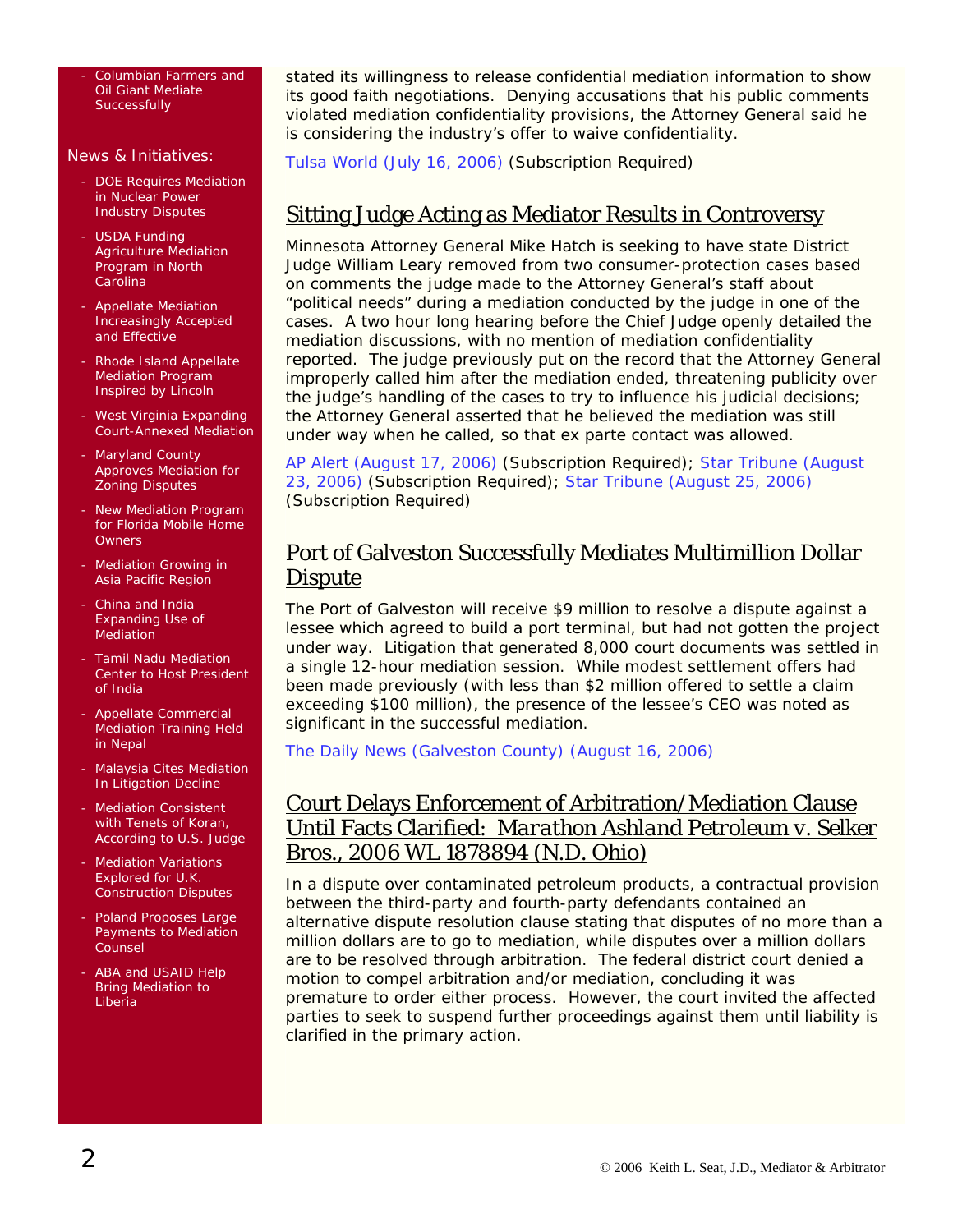- Columbian Farmers and Oil Giant Mediate Successfully

News & Initiatives:

- DOE Requires Mediation in Nuclear Power Industry Disputes
- USDA Funding Agriculture Mediation Program in North Carolina
- Appellate Mediation Increasingly Accepted and Effective
- Rhode Island Appellate Mediation Program Inspired by Lincoln
- West Virginia Expanding Court-Annexed Mediation
- Maryland County Approves Mediation for Zoning Disputes
- New Mediation Program for Florida Mobile Home Owners
- Mediation Growing in Asia Pacific Region
- China and India Expanding Use of Mediation
- Tamil Nadu Mediation Center to Host President of India
- Appellate Commercial Mediation Training Held in Nepal
- Malaysia Cites Mediation In Litigation Decline
- Mediation Consistent with Tenets of Koran, According to U.S. Judge
- Mediation Variations Explored for U.K. Construction Disputes
- Poland Proposes Large Payments to Mediation Counsel
- ABA and USAID Help Bring Mediation to Liberia

stated its willingness to release confidential mediation information to show its good faith negotiations. Denying accusations that his public comments violated mediation confidentiality provisions, the Attorney General said he is considering the industry's offer to waive confidentiality.

Tulsa World (July 16, 2006) (Subscription Required)

## Sitting Judge Acting as Mediator Results in Controversy

Minnesota Attorney General Mike Hatch is seeking to have state District Judge William Leary removed from two consumer-protection cases based on comments the judge made to the Attorney General's staff about "political needs" during a mediation conducted by the judge in one of the cases. A two hour long hearing before the Chief Judge openly detailed the mediation discussions, with no mention of mediation confidentiality reported. The judge previously put on the record that the Attorney General improperly called him after the mediation ended, threatening publicity over the judge's handling of the cases to try to influence his judicial decisions; the Attorney General asserted that he believed the mediation was still under way when he called, so that ex parte contact was allowed.

AP Alert (August 17, 2006) (Subscription Required); Star Tribune (August 23, 2006) (Subscription Required); Star Tribune (August 25, 2006) (Subscription Required)

## Port of Galveston Successfully Mediates Multimillion Dollar Dispute

The Port of Galveston will receive $9 million to resolve a dispute against a lessee which agreed to build a port terminal, but had not gotten the project under way. Litigation that generated 8,000 court documents was settled in a single 12-hour mediation session. While modest settlement offers had been made previously (with less than $2 million offered to settle a claim exceeding $100 million), the presence of the lessee's CEO was noted as significant in the successful mediation.

The Daily News (Galveston County) (August 16, 2006)

## Court Delays Enforcement of Arbitration/Mediation Clause Until Facts Clarified: *Marathon Ashland Petroleum v. Selker Bros.*, 2006 WL 1878894 (N.D. Ohio)

In a dispute over contaminated petroleum products, a contractual provision between the third-party and fourth-party defendants contained an alternative dispute resolution clause stating that disputes of no more than a million dollars are to go to mediation, while disputes over a million dollars are to be resolved through arbitration. The federal district court denied a motion to compel arbitration and/or mediation, concluding it was premature to order either process. However, the court invited the affected parties to seek to suspend further proceedings against them until liability is clarified in the primary action.

© 2006 Keith L. Seat, J.D., Mediator & Arbitrator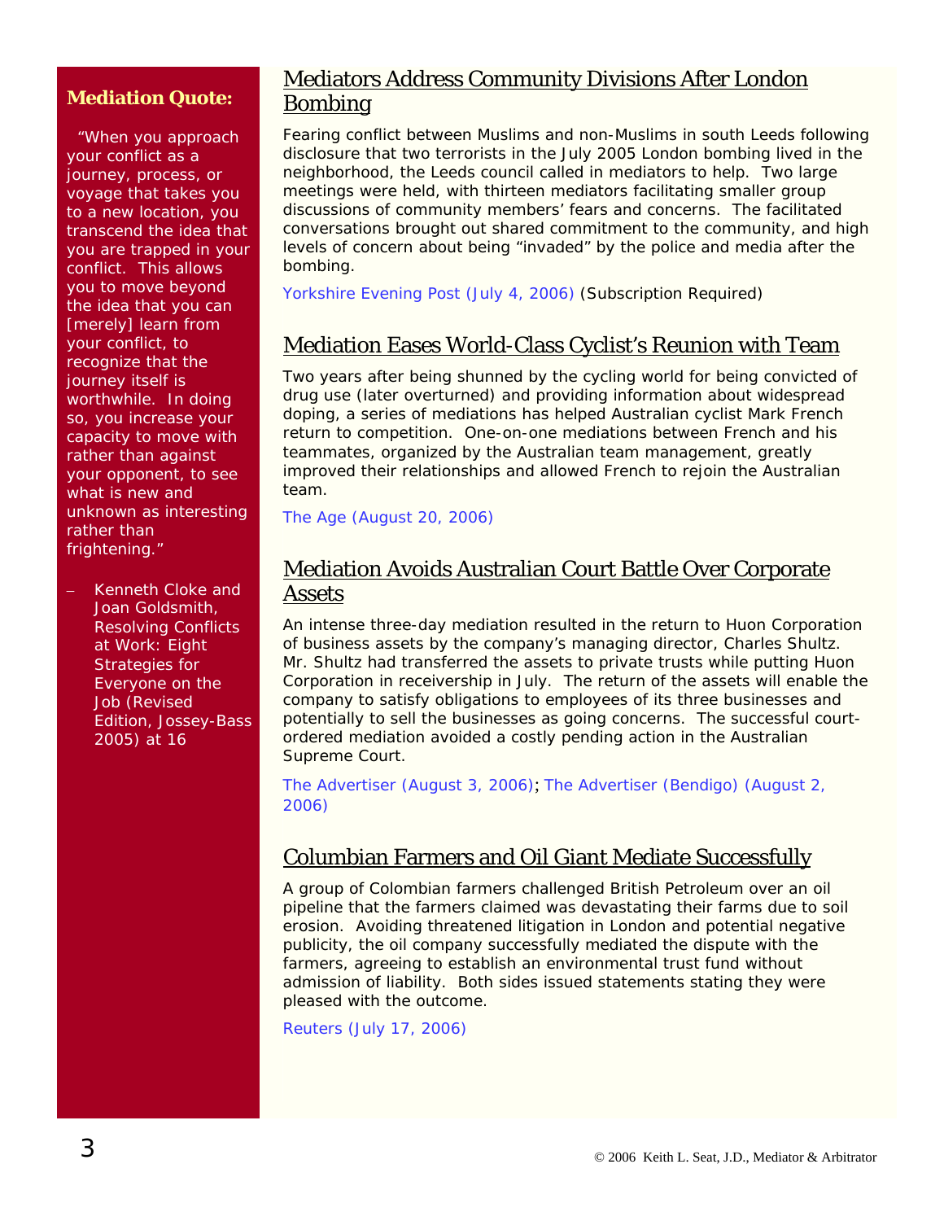**Mediation Quote:**

"When you approach your conflict as a journey, process, or voyage that takes you to a new location, you transcend the idea that you are trapped in your conflict. This allows you to move beyond the idea that you can [merely] learn from your conflict, to recognize that the journey itself is worthwhile. In doing so, you increase your capacity to move with rather than against your opponent, to see what is new and unknown as interesting rather than frightening."

– Kenneth Cloke and Joan Goldsmith, Resolving Conflicts at Work: Eight Strategies for Everyone on the Job (Revised Edition, Jossey-Bass 2005) at 16

## Mediators Address Community Divisions After London Bombing

Fearing conflict between Muslims and non-Muslims in south Leeds following disclosure that two terrorists in the July 2005 London bombing lived in the neighborhood, the Leeds council called in mediators to help. Two large meetings were held, with thirteen mediators facilitating smaller group discussions of community members' fears and concerns. The facilitated conversations brought out shared commitment to the community, and high levels of concern about being "invaded" by the police and media after the bombing.

Yorkshire Evening Post (July 4, 2006) (Subscription Required)

## Mediation Eases World-Class Cyclist's Reunion with Team

Two years after being shunned by the cycling world for being convicted of drug use (later overturned) and providing information about widespread doping, a series of mediations has helped Australian cyclist Mark French return to competition. One-on-one mediations between French and his teammates, organized by the Australian team management, greatly improved their relationships and allowed French to rejoin the Australian team.

The Age (August 20, 2006)

## Mediation Avoids Australian Court Battle Over Corporate Assets

An intense three-day mediation resulted in the return to Huon Corporation of business assets by the company's managing director, Charles Shultz. Mr. Shultz had transferred the assets to private trusts while putting Huon Corporation in receivership in July. The return of the assets will enable the company to satisfy obligations to employees of its three businesses and potentially to sell the businesses as going concerns. The successful court-ordered mediation avoided a costly pending action in the Australian Supreme Court.

The Advertiser (August 3, 2006); The Advertiser (Bendigo) (August 2, 2006)

## Columbian Farmers and Oil Giant Mediate Successfully

A group of Colombian farmers challenged British Petroleum over an oil pipeline that the farmers claimed was devastating their farms due to soil erosion. Avoiding threatened litigation in London and potential negative publicity, the oil company successfully mediated the dispute with the farmers, agreeing to establish an environmental trust fund without admission of liability. Both sides issued statements stating they were pleased with the outcome.

Reuters (July 17, 2006)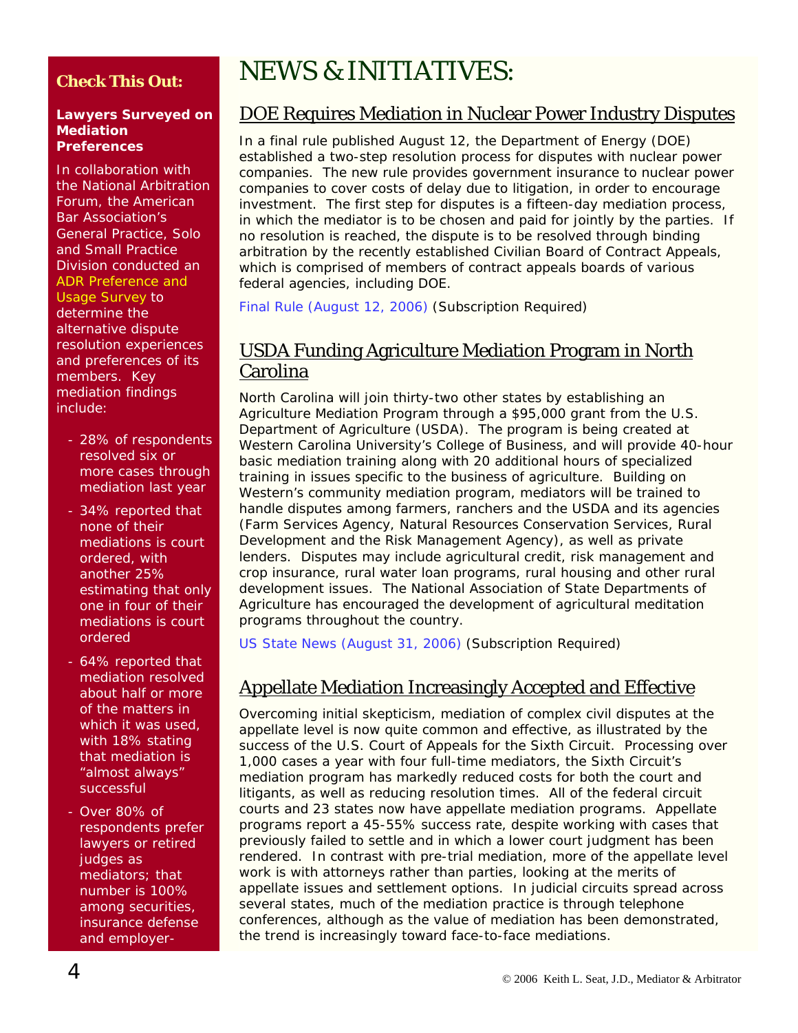# NEWS & INITIATIVES:

## DOE Requires Mediation in Nuclear Power Industry Disputes

In a final rule published August 12, the Department of Energy (DOE) established a two-step resolution process for disputes with nuclear power companies. The new rule provides government insurance to nuclear power companies to cover costs of delay due to litigation, in order to encourage investment. The first step for disputes is a fifteen-day mediation process, in which the mediator is to be chosen and paid for jointly by the parties. If no resolution is reached, the dispute is to be resolved through binding arbitration by the recently established Civilian Board of Contract Appeals, which is comprised of members of contract appeals boards of various federal agencies, including DOE.

Final Rule (August 12, 2006) (Subscription Required)

## USDA Funding Agriculture Mediation Program in North Carolina

North Carolina will join thirty-two other states by establishing an Agriculture Mediation Program through a $95,000 grant from the U.S. Department of Agriculture (USDA). The program is being created at Western Carolina University's College of Business, and will provide 40-hour basic mediation training along with 20 additional hours of specialized training in issues specific to the business of agriculture. Building on Western's community mediation program, mediators will be trained to handle disputes among farmers, ranchers and the USDA and its agencies (Farm Services Agency, Natural Resources Conservation Services, Rural Development and the Risk Management Agency), as well as private lenders. Disputes may include agricultural credit, risk management and crop insurance, rural water loan programs, rural housing and other rural development issues. The National Association of State Departments of Agriculture has encouraged the development of agricultural meditation programs throughout the country.

US State News (August 31, 2006) (Subscription Required)

## Appellate Mediation Increasingly Accepted and Effective

Overcoming initial skepticism, mediation of complex civil disputes at the appellate level is now quite common and effective, as illustrated by the success of the U.S. Court of Appeals for the Sixth Circuit. Processing over 1,000 cases a year with four full-time mediators, the Sixth Circuit's mediation program has markedly reduced costs for both the court and litigants, as well as reducing resolution times. All of the federal circuit courts and 23 states now have appellate mediation programs. Appellate programs report a 45-55% success rate, despite working with cases that previously failed to settle and in which a lower court judgment has been rendered. In contrast with pre-trial mediation, more of the appellate level work is with attorneys rather than parties, looking at the merits of appellate issues and settlement options. In judicial circuits spread across several states, much of the mediation practice is through telephone conferences, although as the value of mediation has been demonstrated, the trend is increasingly toward face-to-face mediations.

### Check This Out:

**Lawyers Surveyed on Mediation Preferences**

In collaboration with the National Arbitration Forum, the American Bar Association's General Practice, Solo and Small Practice Division conducted an ADR Preference and Usage Survey to determine the alternative dispute resolution experiences and preferences of its members. Key mediation findings include:

- 28% of respondents resolved six or more cases through mediation last year
- 34% reported that none of their mediations is court ordered, with another 25% estimating that only one in four of their mediations is court ordered
- 64% reported that mediation resolved about half or more of the matters in which it was used, with 18% stating that mediation is "almost always" successful
- Over 80% of respondents prefer lawyers or retired judges as mediators; that number is 100% among securities, insurance defense and employer-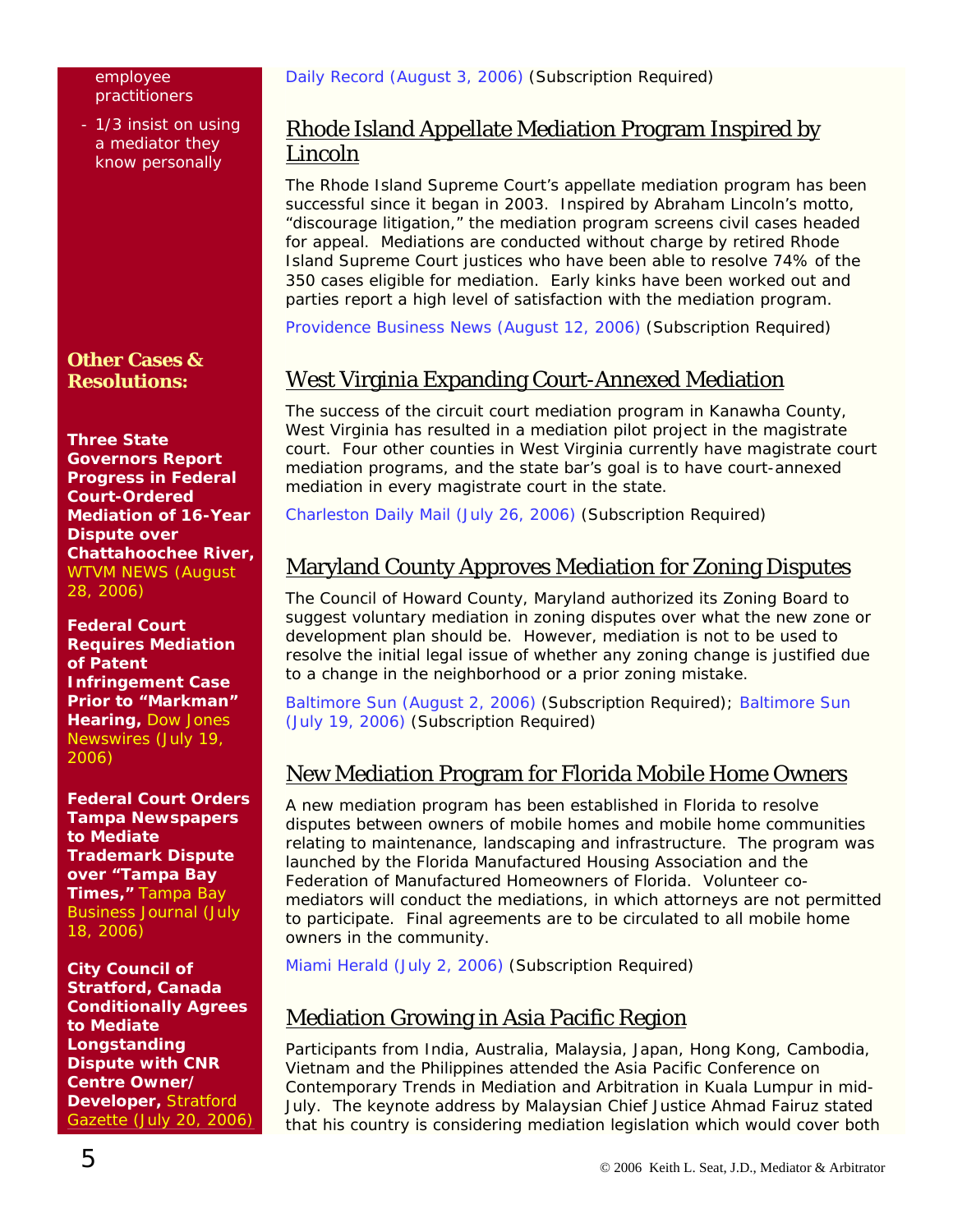employee practitioners

- 1/3 insist on using a mediator they know personally

Daily Record (August 3, 2006) (Subscription Required)

## Rhode Island Appellate Mediation Program Inspired by Lincoln

The Rhode Island Supreme Court's appellate mediation program has been successful since it began in 2003. Inspired by Abraham Lincoln's motto, "discourage litigation," the mediation program screens civil cases headed for appeal. Mediations are conducted without charge by retired Rhode Island Supreme Court justices who have been able to resolve 74% of the 350 cases eligible for mediation. Early kinks have been worked out and parties report a high level of satisfaction with the mediation program.

Providence Business News (August 12, 2006) (Subscription Required)

## West Virginia Expanding Court-Annexed Mediation

The success of the circuit court mediation program in Kanawha County, West Virginia has resulted in a mediation pilot project in the magistrate court. Four other counties in West Virginia currently have magistrate court mediation programs, and the state bar's goal is to have court-annexed mediation in every magistrate court in the state.

Charleston Daily Mail (July 26, 2006) (Subscription Required)

## Maryland County Approves Mediation for Zoning Disputes

The Council of Howard County, Maryland authorized its Zoning Board to suggest voluntary mediation in zoning disputes over what the new zone or development plan should be. However, mediation is not to be used to resolve the initial legal issue of whether any zoning change is justified due to a change in the neighborhood or a prior zoning mistake.

Baltimore Sun (August 2, 2006) (Subscription Required); Baltimore Sun (July 19, 2006) (Subscription Required)

## New Mediation Program for Florida Mobile Home Owners

A new mediation program has been established in Florida to resolve disputes between owners of mobile homes and mobile home communities relating to maintenance, landscaping and infrastructure. The program was launched by the Florida Manufactured Housing Association and the Federation of Manufactured Homeowners of Florida. Volunteer co-mediators will conduct the mediations, in which attorneys are not permitted to participate. Final agreements are to be circulated to all mobile home owners in the community.

Miami Herald (July 2, 2006) (Subscription Required)

## Mediation Growing in Asia Pacific Region

Participants from India, Australia, Malaysia, Japan, Hong Kong, Cambodia, Vietnam and the Philippines attended the Asia Pacific Conference on Contemporary Trends in Mediation and Arbitration in Kuala Lumpur in mid-July. The keynote address by Malaysian Chief Justice Ahmad Fairuz stated that his country is considering mediation legislation which would cover both

### Other Cases & Resolutions:

**Three State Governors Report Progress in Federal Court-Ordered Mediation of 16-Year Dispute over Chattahoochee River,** WTVM NEWS (August 28, 2006)

**Federal Court Requires Mediation of Patent Infringement Case Prior to "Markman" Hearing,** Dow Jones Newswires (July 19, 2006)

**Federal Court Orders Tampa Newspapers to Mediate Trademark Dispute over "Tampa Bay Times,"** Tampa Bay Business Journal (July 18, 2006)

**City Council of Stratford, Canada Conditionally Agrees to Mediate Longstanding Dispute with CNR Centre Owner/ Developer,** Stratford Gazette (July 20, 2006)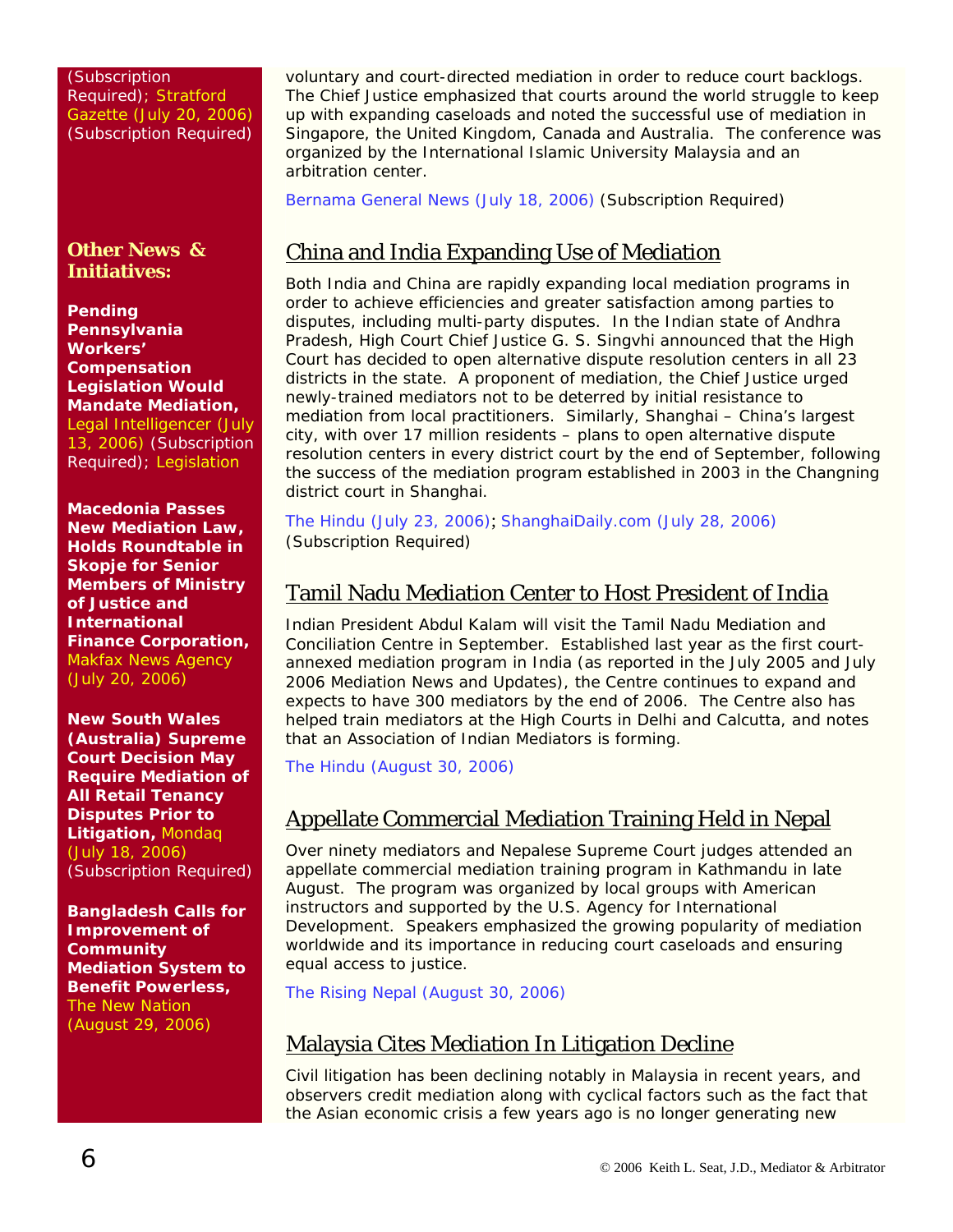(Subscription Required); Stratford Gazette (July 20, 2006) (Subscription Required)

### Other News & Initiatives:

**Pending Pennsylvania Workers' Compensation Legislation Would Mandate Mediation,** Legal Intelligencer (July 13, 2006) (Subscription Required); Legislation

**Macedonia Passes New Mediation Law, Holds Roundtable in Skopje for Senior Members of Ministry of Justice and International Finance Corporation,** Makfax News Agency (July 20, 2006)

**New South Wales (Australia) Supreme Court Decision May Require Mediation of All Retail Tenancy Disputes Prior to Litigation,** Mondaq (July 18, 2006) (Subscription Required)

**Bangladesh Calls for Improvement of Community Mediation System to Benefit Powerless,** The New Nation (August 29, 2006)

voluntary and court-directed mediation in order to reduce court backlogs. The Chief Justice emphasized that courts around the world struggle to keep up with expanding caseloads and noted the successful use of mediation in Singapore, the United Kingdom, Canada and Australia. The conference was organized by the International Islamic University Malaysia and an arbitration center.

Bernama General News (July 18, 2006) (Subscription Required)

## China and India Expanding Use of Mediation

Both India and China are rapidly expanding local mediation programs in order to achieve efficiencies and greater satisfaction among parties to disputes, including multi-party disputes. In the Indian state of Andhra Pradesh, High Court Chief Justice G. S. Singvhi announced that the High Court has decided to open alternative dispute resolution centers in all 23 districts in the state. A proponent of mediation, the Chief Justice urged newly-trained mediators not to be deterred by initial resistance to mediation from local practitioners. Similarly, Shanghai – China's largest city, with over 17 million residents – plans to open alternative dispute resolution centers in every district court by the end of September, following the success of the mediation program established in 2003 in the Changning district court in Shanghai.

The Hindu (July 23, 2006); ShanghaiDaily.com (July 28, 2006) (Subscription Required)

## Tamil Nadu Mediation Center to Host President of India

Indian President Abdul Kalam will visit the Tamil Nadu Mediation and Conciliation Centre in September. Established last year as the first court-annexed mediation program in India (as reported in the July 2005 and July 2006 Mediation News and Updates), the Centre continues to expand and expects to have 300 mediators by the end of 2006. The Centre also has helped train mediators at the High Courts in Delhi and Calcutta, and notes that an Association of Indian Mediators is forming.

The Hindu (August 30, 2006)

## Appellate Commercial Mediation Training Held in Nepal

Over ninety mediators and Nepalese Supreme Court judges attended an appellate commercial mediation training program in Kathmandu in late August. The program was organized by local groups with American instructors and supported by the U.S. Agency for International Development. Speakers emphasized the growing popularity of mediation worldwide and its importance in reducing court caseloads and ensuring equal access to justice.

The Rising Nepal (August 30, 2006)

## Malaysia Cites Mediation In Litigation Decline

Civil litigation has been declining notably in Malaysia in recent years, and observers credit mediation along with cyclical factors such as the fact that the Asian economic crisis a few years ago is no longer generating new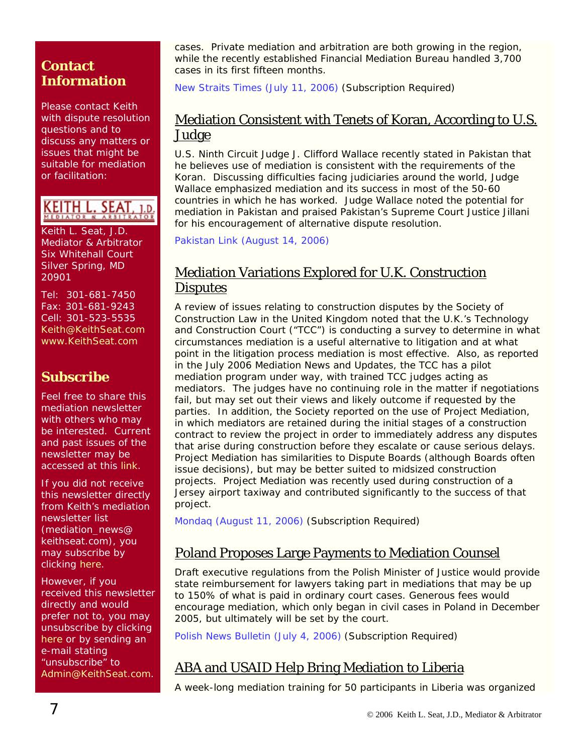## Contact Information

Please contact Keith with dispute resolution questions and to discuss any matters or issues that might be suitable for mediation or facilitation:

KEITH L. SEAT, J.D.
MEDIATOR & ARBITRATOR

Keith L. Seat, J.D.
Mediator & Arbitrator
Six Whitehall Court
Silver Spring, MD 20901

Tel: 301-681-7450
Fax: 301-681-9243
Cell: 301-523-5535
Keith@KeithSeat.com
www.KeithSeat.com

## Subscribe

Feel free to share this mediation newsletter with others who may be interested. Current and past issues of the newsletter may be accessed at this link.

If you did not receive this newsletter directly from Keith's mediation newsletter list (mediation_news@keithseat.com), you may subscribe by clicking here.

However, if you received this newsletter directly and would prefer not to, you may unsubscribe by clicking here or by sending an e-mail stating "unsubscribe" to Admin@KeithSeat.com.

cases. Private mediation and arbitration are both growing in the region, while the recently established Financial Mediation Bureau handled 3,700 cases in its first fifteen months.

New Straits Times (July 11, 2006) (Subscription Required)

## Mediation Consistent with Tenets of Koran, According to U.S. Judge

U.S. Ninth Circuit Judge J. Clifford Wallace recently stated in Pakistan that he believes use of mediation is consistent with the requirements of the Koran. Discussing difficulties facing judiciaries around the world, Judge Wallace emphasized mediation and its success in most of the 50-60 countries in which he has worked. Judge Wallace noted the potential for mediation in Pakistan and praised Pakistan's Supreme Court Justice Jillani for his encouragement of alternative dispute resolution.

Pakistan Link (August 14, 2006)

## Mediation Variations Explored for U.K. Construction Disputes

A review of issues relating to construction disputes by the Society of Construction Law in the United Kingdom noted that the U.K.'s Technology and Construction Court ("TCC") is conducting a survey to determine in what circumstances mediation is a useful alternative to litigation and at what point in the litigation process mediation is most effective. Also, as reported in the July 2006 Mediation News and Updates, the TCC has a pilot mediation program under way, with trained TCC judges acting as mediators. The judges have no continuing role in the matter if negotiations fail, but may set out their views and likely outcome if requested by the parties. In addition, the Society reported on the use of Project Mediation, in which mediators are retained during the initial stages of a construction contract to review the project in order to immediately address any disputes that arise during construction before they escalate or cause serious delays. Project Mediation has similarities to Dispute Boards (although Boards often issue decisions), but may be better suited to midsized construction projects. Project Mediation was recently used during construction of a Jersey airport taxiway and contributed significantly to the success of that project.

Mondaq (August 11, 2006) (Subscription Required)

## Poland Proposes Large Payments to Mediation Counsel

Draft executive regulations from the Polish Minister of Justice would provide state reimbursement for lawyers taking part in mediations that may be up to 150% of what is paid in ordinary court cases. Generous fees would encourage mediation, which only began in civil cases in Poland in December 2005, but ultimately will be set by the court.

Polish News Bulletin (July 4, 2006) (Subscription Required)

## ABA and USAID Help Bring Mediation to Liberia

A week-long mediation training for 50 participants in Liberia was organized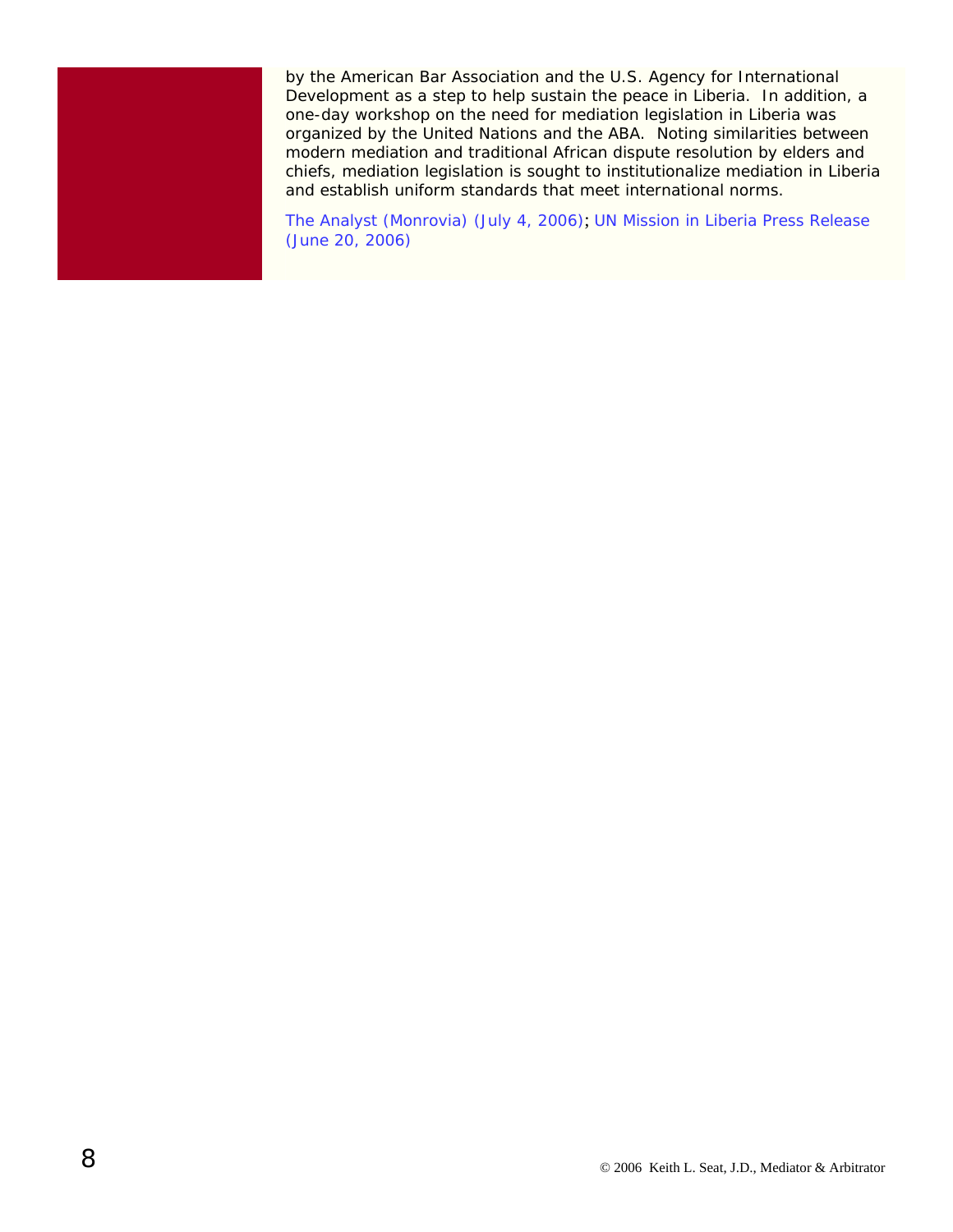by the American Bar Association and the U.S. Agency for International Development as a step to help sustain the peace in Liberia. In addition, a one-day workshop on the need for mediation legislation in Liberia was organized by the United Nations and the ABA. Noting similarities between modern mediation and traditional African dispute resolution by elders and chiefs, mediation legislation is sought to institutionalize mediation in Liberia and establish uniform standards that meet international norms.

The Analyst (Monrovia) (July 4, 2006); UN Mission in Liberia Press Release (June 20, 2006)

© 2006 Keith L. Seat, J.D., Mediator & Arbitrator